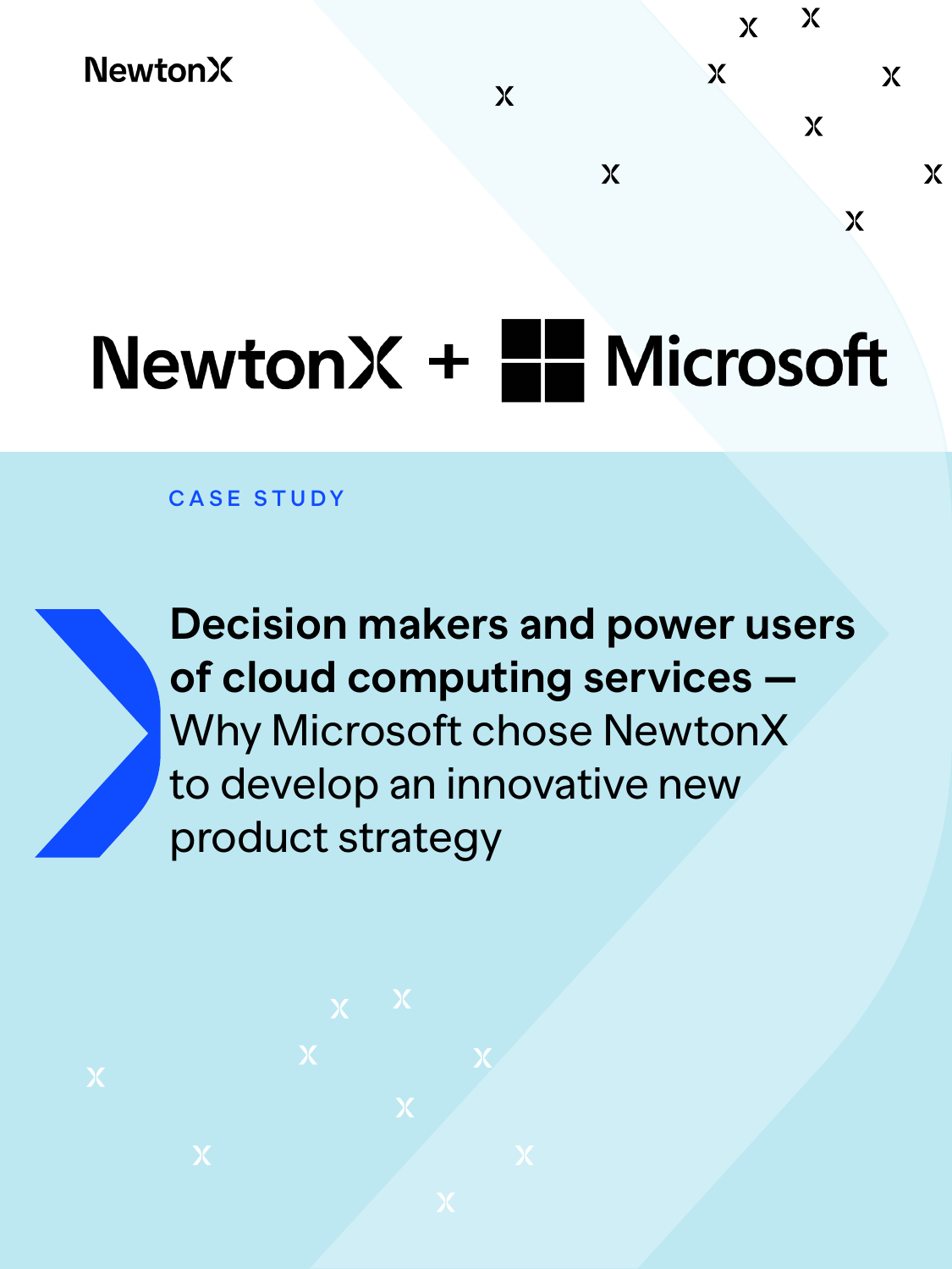NewtonX

# NewtonX + Microsoft

CASE STUDY

## **Decision makers and power users of cloud computing services —** Why Microsoft chose NewtonX to develop an innovative new product strategy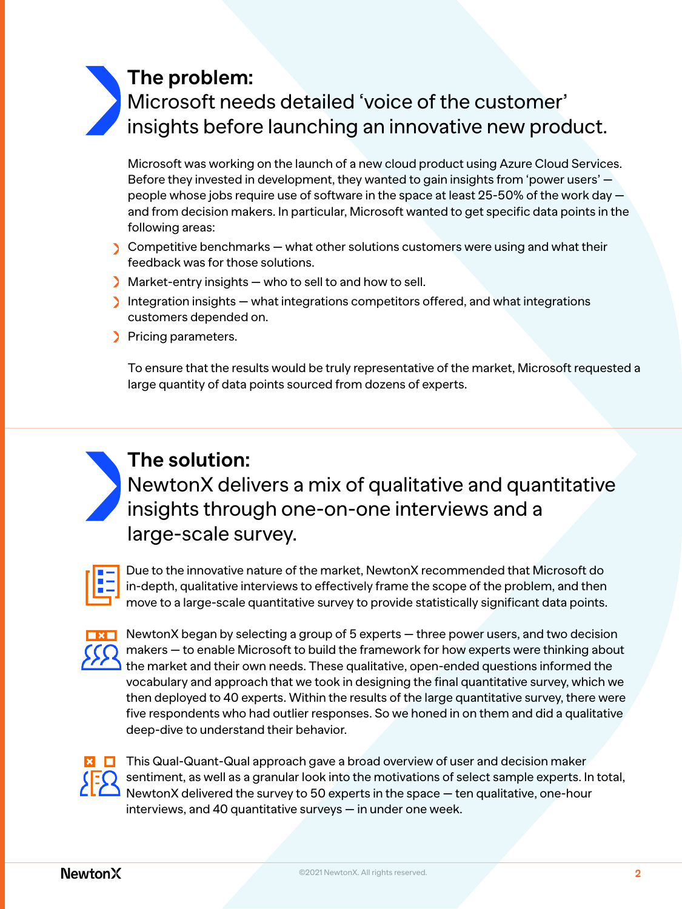## The problem:

## Microsoft needs detailed 'voice of the customer' insights before launching an innovative new product.

Microsoft was working on the launch of a new cloud product using Azure Cloud Services. Before they invested in development, they wanted to gain insights from 'power users' — people whose jobs require use of software in the space at least 25-50% of the work day — and from decision makers. In particular, Microsoft wanted to get specific data points in the following areas:

- Competitive benchmarks — what other solutions customers were using and what their feedback was for those solutions.
- Market-entry insights — who to sell to and how to sell.
- Integration insights — what integrations competitors offered, and what integrations customers depended on.
- Pricing parameters.

To ensure that the results would be truly representative of the market, Microsoft requested a large quantity of data points sourced from dozens of experts.

## The solution:

## NewtonX delivers a mix of qualitative and quantitative insights through one-on-one interviews and a large-scale survey.

Due to the innovative nature of the market, NewtonX recommended that Microsoft do in-depth, qualitative interviews to effectively frame the scope of the problem, and then move to a large-scale quantitative survey to provide statistically significant data points.

NewtonX began by selecting a group of 5 experts — three power users, and two decision makers — to enable Microsoft to build the framework for how experts were thinking about the market and their own needs. These qualitative, open-ended questions informed the vocabulary and approach that we took in designing the final quantitative survey, which we then deployed to 40 experts. Within the results of the large quantitative survey, there were five respondents who had outlier responses. So we honed in on them and did a qualitative deep-dive to understand their behavior.

This Qual-Quant-Qual approach gave a broad overview of user and decision maker sentiment, as well as a granular look into the motivations of select sample experts. In total, NewtonX delivered the survey to 50 experts in the space — ten qualitative, one-hour interviews, and 40 quantitative surveys — in under one week.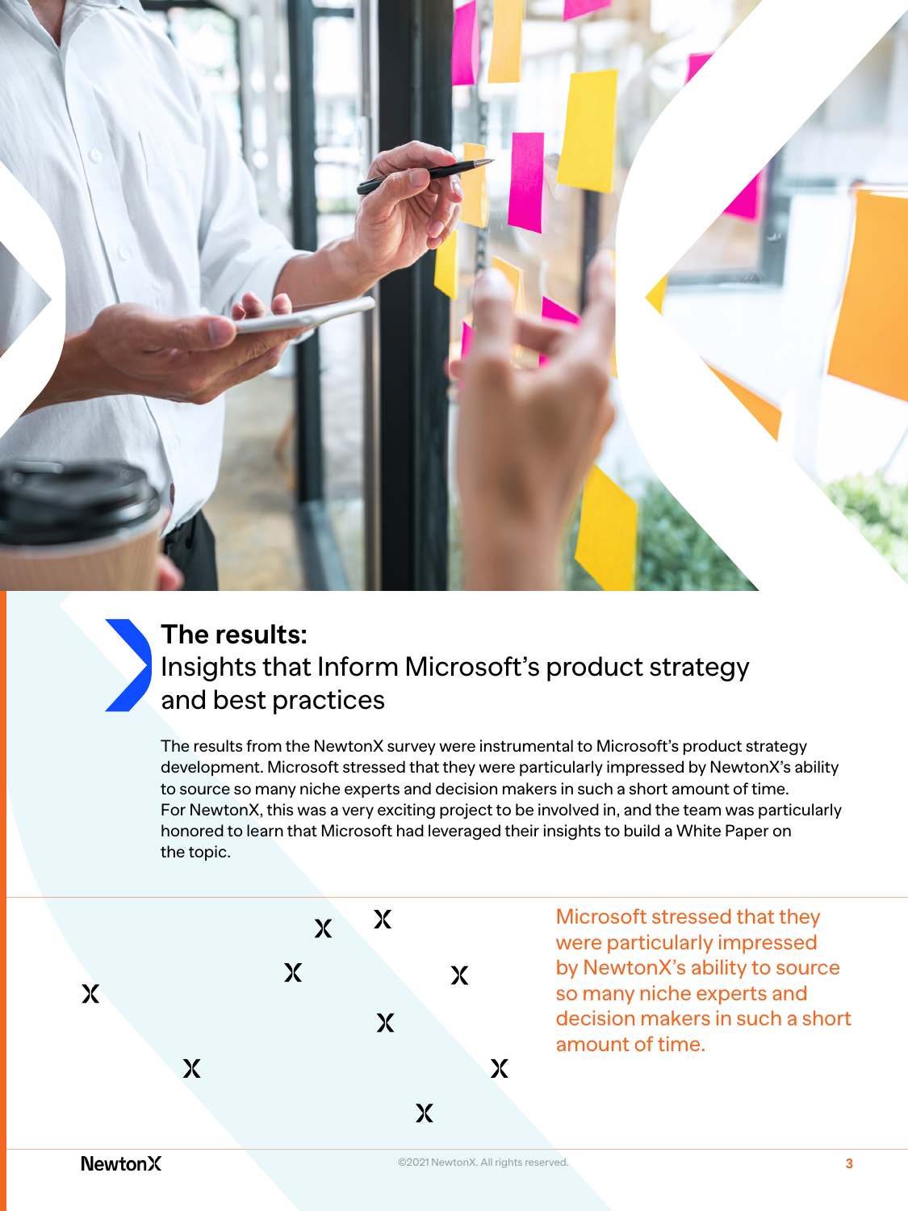## The results:
## Insights that Inform Microsoft's product strategy and best practices

The results from the NewtonX survey were instrumental to Microsoft's product strategy development. Microsoft stressed that they were particularly impressed by NewtonX's ability to source so many niche experts and decision makers in such a short amount of time. For NewtonX, this was a very exciting project to be involved in, and the team was particularly honored to learn that Microsoft had leveraged their insights to build a White Paper on the topic.

Microsoft stressed that they were particularly impressed by NewtonX's ability to source so many niche experts and decision makers in such a short amount of time.

©2021 NewtonX. All rights reserved.